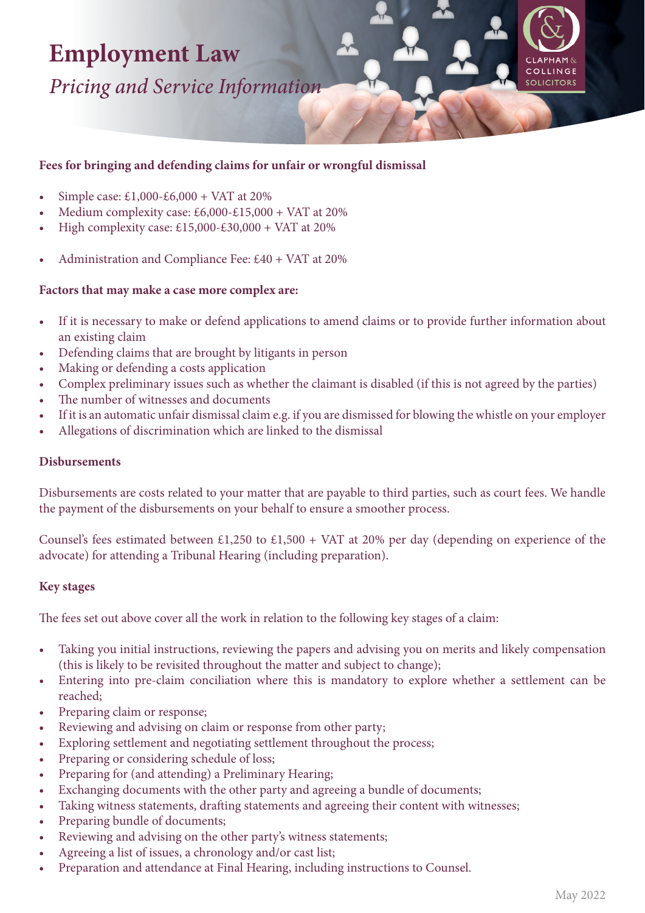# Employment Law

*Pricing and Service Information*

CLAPHAM & COLLINGE SOLICITORS

**Fees for bringing and defending claims for unfair or wrongful dismissal**

- Simple case: £1,000-£6,000 + VAT at 20%
- Medium complexity case: £6,000-£15,000 + VAT at 20%
- High complexity case: £15,000-£30,000 + VAT at 20%

- Administration and Compliance Fee: £40 + VAT at 20%

**Factors that may make a case more complex are:**

- If it is necessary to make or defend applications to amend claims or to provide further information about an existing claim
- Defending claims that are brought by litigants in person
- Making or defending a costs application
- Complex preliminary issues such as whether the claimant is disabled (if this is not agreed by the parties)
- The number of witnesses and documents
- If it is an automatic unfair dismissal claim e.g. if you are dismissed for blowing the whistle on your employer
- Allegations of discrimination which are linked to the dismissal

**Disbursements**

Disbursements are costs related to your matter that are payable to third parties, such as court fees. We handle the payment of the disbursements on your behalf to ensure a smoother process.

Counsel's fees estimated between £1,250 to £1,500 + VAT at 20% per day (depending on experience of the advocate) for attending a Tribunal Hearing (including preparation).

**Key stages**

The fees set out above cover all the work in relation to the following key stages of a claim:

- Taking you initial instructions, reviewing the papers and advising you on merits and likely compensation (this is likely to be revisited throughout the matter and subject to change);
- Entering into pre-claim conciliation where this is mandatory to explore whether a settlement can be reached;
- Preparing claim or response;
- Reviewing and advising on claim or response from other party;
- Exploring settlement and negotiating settlement throughout the process;
- Preparing or considering schedule of loss;
- Preparing for (and attending) a Preliminary Hearing;
- Exchanging documents with the other party and agreeing a bundle of documents;
- Taking witness statements, drafting statements and agreeing their content with witnesses;
- Preparing bundle of documents;
- Reviewing and advising on the other party's witness statements;
- Agreeing a list of issues, a chronology and/or cast list;
- Preparation and attendance at Final Hearing, including instructions to Counsel.

May 2022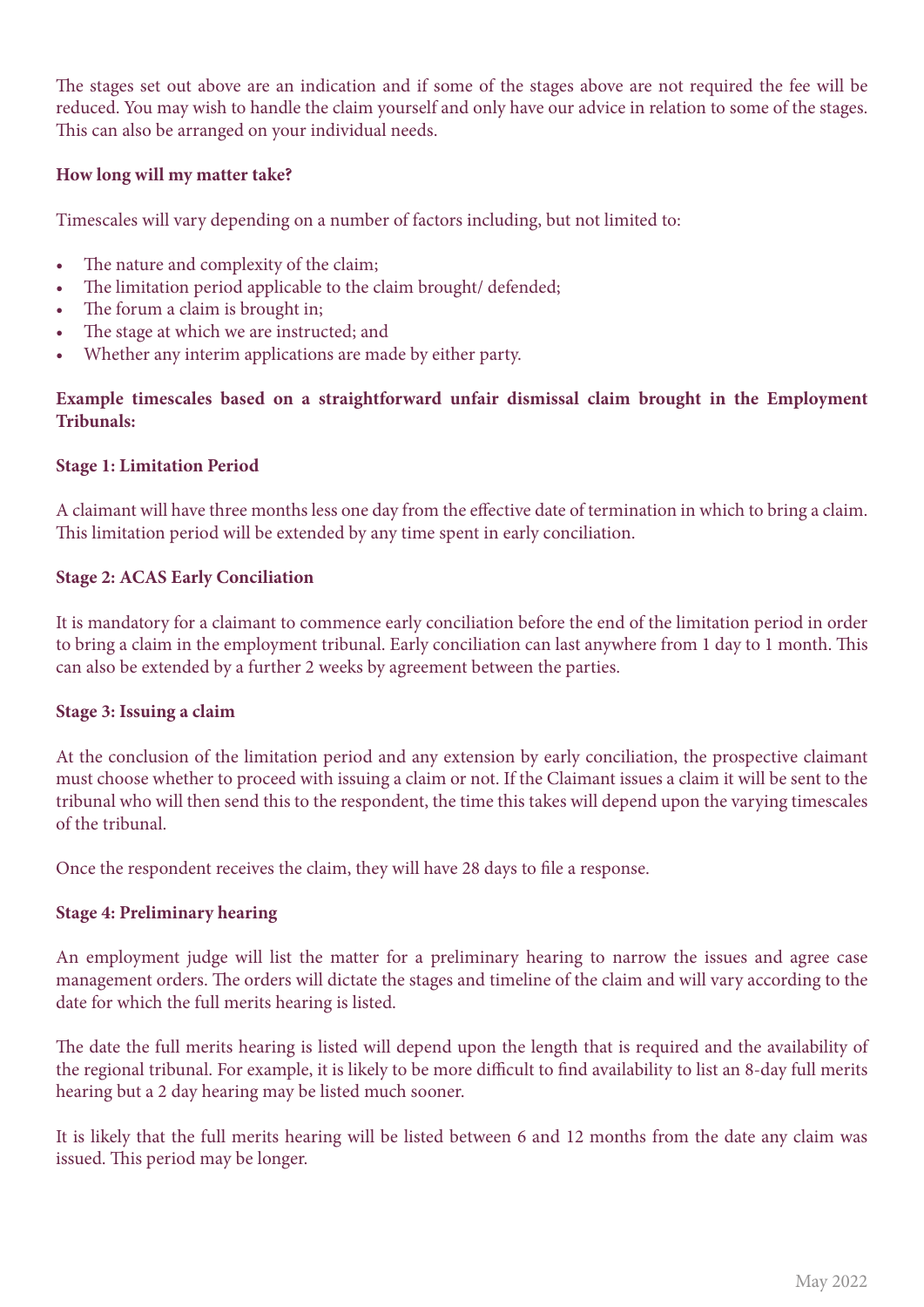The stages set out above are an indication and if some of the stages above are not required the fee will be reduced. You may wish to handle the claim yourself and only have our advice in relation to some of the stages. This can also be arranged on your individual needs.

**How long will my matter take?**

Timescales will vary depending on a number of factors including, but not limited to:

- The nature and complexity of the claim;
- The limitation period applicable to the claim brought/ defended;
- The forum a claim is brought in;
- The stage at which we are instructed; and
- Whether any interim applications are made by either party.

**Example timescales based on a straightforward unfair dismissal claim brought in the Employment Tribunals:**

**Stage 1: Limitation Period**

A claimant will have three months less one day from the effective date of termination in which to bring a claim. This limitation period will be extended by any time spent in early conciliation.

**Stage 2: ACAS Early Conciliation**

It is mandatory for a claimant to commence early conciliation before the end of the limitation period in order to bring a claim in the employment tribunal. Early conciliation can last anywhere from 1 day to 1 month. This can also be extended by a further 2 weeks by agreement between the parties.

**Stage 3: Issuing a claim**

At the conclusion of the limitation period and any extension by early conciliation, the prospective claimant must choose whether to proceed with issuing a claim or not. If the Claimant issues a claim it will be sent to the tribunal who will then send this to the respondent, the time this takes will depend upon the varying timescales of the tribunal.

Once the respondent receives the claim, they will have 28 days to file a response.

**Stage 4: Preliminary hearing**

An employment judge will list the matter for a preliminary hearing to narrow the issues and agree case management orders. The orders will dictate the stages and timeline of the claim and will vary according to the date for which the full merits hearing is listed.

The date the full merits hearing is listed will depend upon the length that is required and the availability of the regional tribunal. For example, it is likely to be more difficult to find availability to list an 8-day full merits hearing but a 2 day hearing may be listed much sooner.

It is likely that the full merits hearing will be listed between 6 and 12 months from the date any claim was issued. This period may be longer.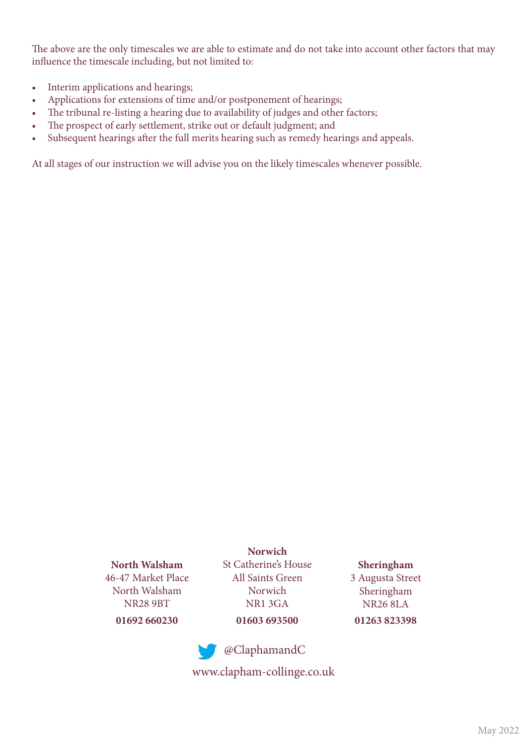The above are the only timescales we are able to estimate and do not take into account other factors that may influence the timescale including, but not limited to:

- Interim applications and hearings;
- Applications for extensions of time and/or postponement of hearings;
- The tribunal re-listing a hearing due to availability of judges and other factors;
- The prospect of early settlement, strike out or default judgment; and
- Subsequent hearings after the full merits hearing such as remedy hearings and appeals.

At all stages of our instruction we will advise you on the likely timescales whenever possible.

**North Walsham**
46-47 Market Place
North Walsham
NR28 9BT
**01692 660230**

**Norwich**
St Catherine's House
All Saints Green
Norwich
NR1 3GA
**01603 693500**

**Sheringham**
3 Augusta Street
Sheringham
NR26 8LA
**01263 823398**

@ClaphamandC

www.clapham-collinge.co.uk

May 2022